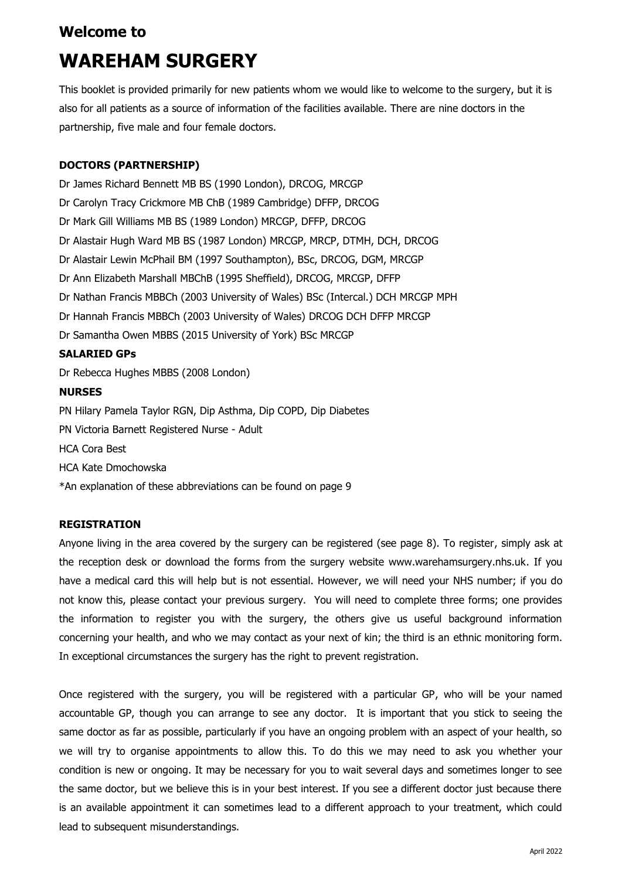# Welcome to

# WAREHAM SURGERY

This booklet is provided primarily for new patients whom we would like to welcome to the surgery, but it is also for all patients as a source of information of the facilities available. There are nine doctors in the partnership, five male and four female doctors.

**DOCTORS (PARTNERSHIP)**

Dr James Richard Bennett MB BS (1990 London), DRCOG, MRCGP
Dr Carolyn Tracy Crickmore MB ChB (1989 Cambridge) DFFP, DRCOG
Dr Mark Gill Williams MB BS (1989 London) MRCGP, DFFP, DRCOG
Dr Alastair Hugh Ward MB BS (1987 London) MRCGP, MRCP, DTMH, DCH, DRCOG
Dr Alastair Lewin McPhail BM (1997 Southampton), BSc, DRCOG, DGM, MRCGP
Dr Ann Elizabeth Marshall MBChB (1995 Sheffield), DRCOG, MRCGP, DFFP
Dr Nathan Francis MBBCh (2003 University of Wales) BSc (Intercal.) DCH MRCGP MPH
Dr Hannah Francis MBBCh (2003 University of Wales) DRCOG DCH DFFP MRCGP
Dr Samantha Owen MBBS (2015 University of York) BSc MRCGP

**SALARIED GPs**

Dr Rebecca Hughes MBBS (2008 London)

**NURSES**

PN Hilary Pamela Taylor RGN, Dip Asthma, Dip COPD, Dip Diabetes
PN Victoria Barnett Registered Nurse - Adult
HCA Cora Best
HCA Kate Dmochowska
*An explanation of these abbreviations can be found on page 9

**REGISTRATION**

Anyone living in the area covered by the surgery can be registered (see page 8). To register, simply ask at the reception desk or download the forms from the surgery website www.warehamsurgery.nhs.uk. If you have a medical card this will help but is not essential. However, we will need your NHS number; if you do not know this, please contact your previous surgery. You will need to complete three forms; one provides the information to register you with the surgery, the others give us useful background information concerning your health, and who we may contact as your next of kin; the third is an ethnic monitoring form. In exceptional circumstances the surgery has the right to prevent registration.

Once registered with the surgery, you will be registered with a particular GP, who will be your named accountable GP, though you can arrange to see any doctor. It is important that you stick to seeing the same doctor as far as possible, particularly if you have an ongoing problem with an aspect of your health, so we will try to organise appointments to allow this. To do this we may need to ask you whether your condition is new or ongoing. It may be necessary for you to wait several days and sometimes longer to see the same doctor, but we believe this is in your best interest. If you see a different doctor just because there is an available appointment it can sometimes lead to a different approach to your treatment, which could lead to subsequent misunderstandings.

April 2022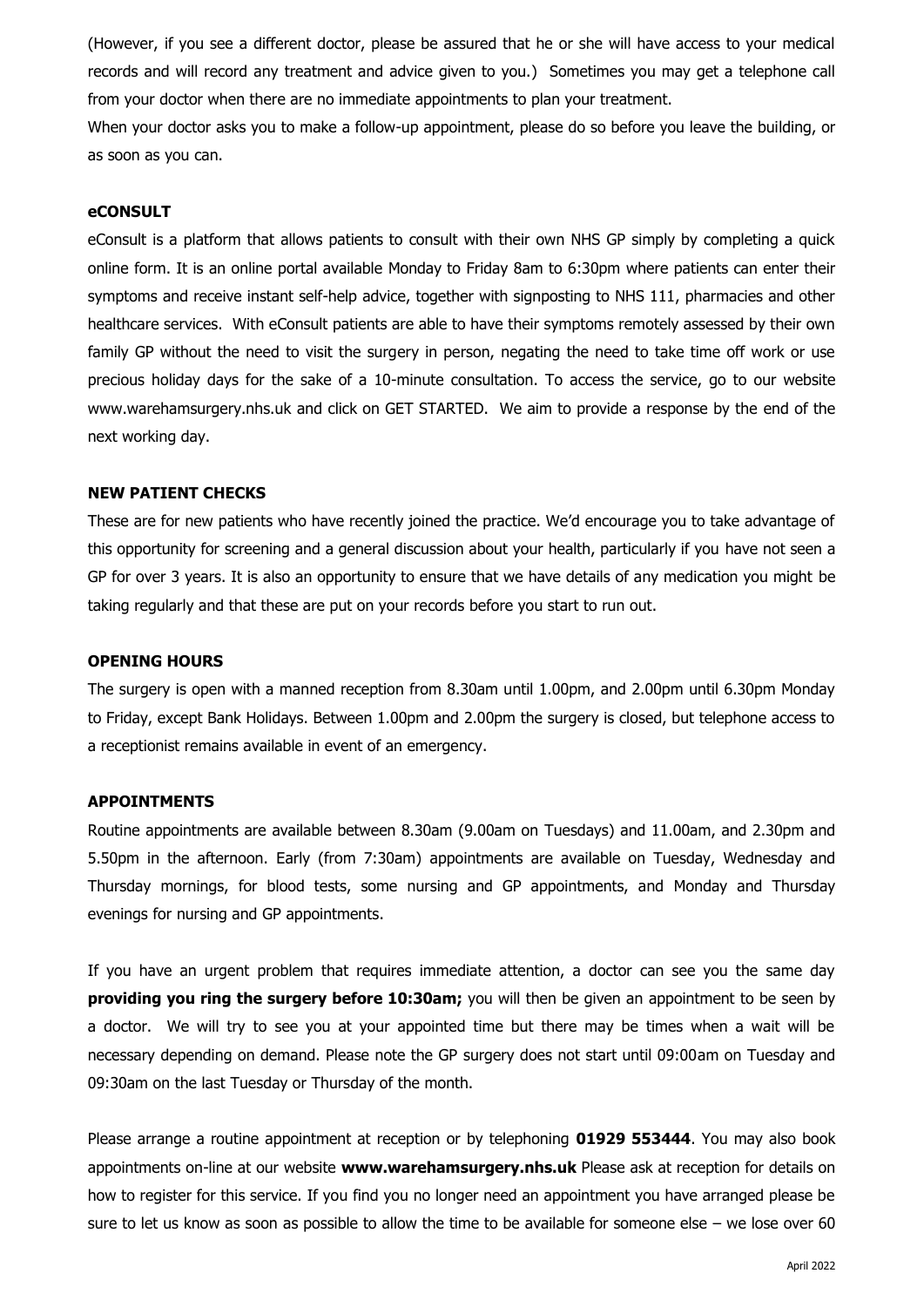(However, if you see a different doctor, please be assured that he or she will have access to your medical records and will record any treatment and advice given to you.) Sometimes you may get a telephone call from your doctor when there are no immediate appointments to plan your treatment.

When your doctor asks you to make a follow-up appointment, please do so before you leave the building, or as soon as you can.

**eCONSULT**

eConsult is a platform that allows patients to consult with their own NHS GP simply by completing a quick online form. It is an online portal available Monday to Friday 8am to 6:30pm where patients can enter their symptoms and receive instant self-help advice, together with signposting to NHS 111, pharmacies and other healthcare services. With eConsult patients are able to have their symptoms remotely assessed by their own family GP without the need to visit the surgery in person, negating the need to take time off work or use precious holiday days for the sake of a 10-minute consultation. To access the service, go to our website www.warehamsurgery.nhs.uk and click on GET STARTED. We aim to provide a response by the end of the next working day.

**NEW PATIENT CHECKS**

These are for new patients who have recently joined the practice. We'd encourage you to take advantage of this opportunity for screening and a general discussion about your health, particularly if you have not seen a GP for over 3 years. It is also an opportunity to ensure that we have details of any medication you might be taking regularly and that these are put on your records before you start to run out.

**OPENING HOURS**

The surgery is open with a manned reception from 8.30am until 1.00pm, and 2.00pm until 6.30pm Monday to Friday, except Bank Holidays. Between 1.00pm and 2.00pm the surgery is closed, but telephone access to a receptionist remains available in event of an emergency.

**APPOINTMENTS**

Routine appointments are available between 8.30am (9.00am on Tuesdays) and 11.00am, and 2.30pm and 5.50pm in the afternoon. Early (from 7:30am) appointments are available on Tuesday, Wednesday and Thursday mornings, for blood tests, some nursing and GP appointments, and Monday and Thursday evenings for nursing and GP appointments.

If you have an urgent problem that requires immediate attention, a doctor can see you the same day **providing you ring the surgery before 10:30am;** you will then be given an appointment to be seen by a doctor. We will try to see you at your appointed time but there may be times when a wait will be necessary depending on demand. Please note the GP surgery does not start until 09:00am on Tuesday and 09:30am on the last Tuesday or Thursday of the month.

Please arrange a routine appointment at reception or by telephoning **01929 553444**. You may also book appointments on-line at our website **www.warehamsurgery.nhs.uk** Please ask at reception for details on how to register for this service. If you find you no longer need an appointment you have arranged please be sure to let us know as soon as possible to allow the time to be available for someone else – we lose over 60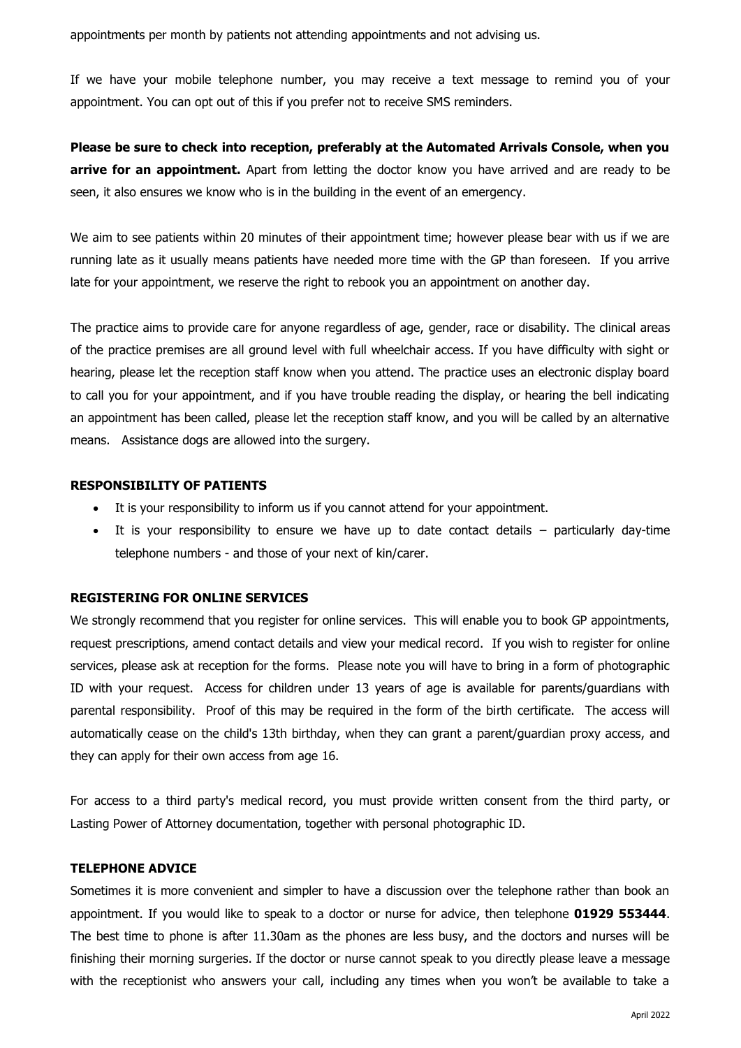appointments per month by patients not attending appointments and not advising us.

If we have your mobile telephone number, you may receive a text message to remind you of your appointment. You can opt out of this if you prefer not to receive SMS reminders.

**Please be sure to check into reception, preferably at the Automated Arrivals Console, when you arrive for an appointment.** Apart from letting the doctor know you have arrived and are ready to be seen, it also ensures we know who is in the building in the event of an emergency.

We aim to see patients within 20 minutes of their appointment time; however please bear with us if we are running late as it usually means patients have needed more time with the GP than foreseen. If you arrive late for your appointment, we reserve the right to rebook you an appointment on another day.

The practice aims to provide care for anyone regardless of age, gender, race or disability. The clinical areas of the practice premises are all ground level with full wheelchair access. If you have difficulty with sight or hearing, please let the reception staff know when you attend. The practice uses an electronic display board to call you for your appointment, and if you have trouble reading the display, or hearing the bell indicating an appointment has been called, please let the reception staff know, and you will be called by an alternative means. Assistance dogs are allowed into the surgery.

### RESPONSIBILITY OF PATIENTS

- It is your responsibility to inform us if you cannot attend for your appointment.
- It is your responsibility to ensure we have up to date contact details – particularly day-time telephone numbers - and those of your next of kin/carer.

### REGISTERING FOR ONLINE SERVICES

We strongly recommend that you register for online services. This will enable you to book GP appointments, request prescriptions, amend contact details and view your medical record. If you wish to register for online services, please ask at reception for the forms. Please note you will have to bring in a form of photographic ID with your request. Access for children under 13 years of age is available for parents/guardians with parental responsibility. Proof of this may be required in the form of the birth certificate. The access will automatically cease on the child's 13th birthday, when they can grant a parent/guardian proxy access, and they can apply for their own access from age 16.

For access to a third party's medical record, you must provide written consent from the third party, or Lasting Power of Attorney documentation, together with personal photographic ID.

### TELEPHONE ADVICE

Sometimes it is more convenient and simpler to have a discussion over the telephone rather than book an appointment. If you would like to speak to a doctor or nurse for advice, then telephone **01929 553444**. The best time to phone is after 11.30am as the phones are less busy, and the doctors and nurses will be finishing their morning surgeries. If the doctor or nurse cannot speak to you directly please leave a message with the receptionist who answers your call, including any times when you won't be available to take a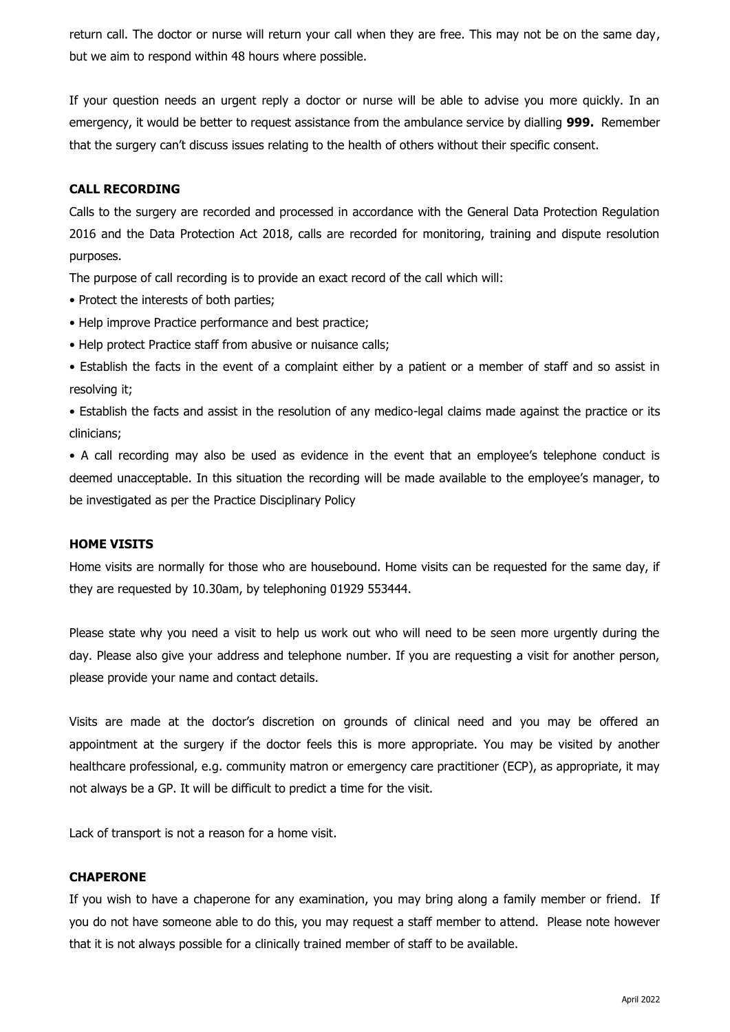return call. The doctor or nurse will return your call when they are free. This may not be on the same day, but we aim to respond within 48 hours where possible.

If your question needs an urgent reply a doctor or nurse will be able to advise you more quickly. In an emergency, it would be better to request assistance from the ambulance service by dialling **999.** Remember that the surgery can't discuss issues relating to the health of others without their specific consent.

### CALL RECORDING

Calls to the surgery are recorded and processed in accordance with the General Data Protection Regulation 2016 and the Data Protection Act 2018, calls are recorded for monitoring, training and dispute resolution purposes.

The purpose of call recording is to provide an exact record of the call which will:

- Protect the interests of both parties;
- Help improve Practice performance and best practice;
- Help protect Practice staff from abusive or nuisance calls;
- Establish the facts in the event of a complaint either by a patient or a member of staff and so assist in resolving it;
- Establish the facts and assist in the resolution of any medico-legal claims made against the practice or its clinicians;
- A call recording may also be used as evidence in the event that an employee's telephone conduct is deemed unacceptable. In this situation the recording will be made available to the employee's manager, to be investigated as per the Practice Disciplinary Policy

### HOME VISITS

Home visits are normally for those who are housebound. Home visits can be requested for the same day, if they are requested by 10.30am, by telephoning 01929 553444.

Please state why you need a visit to help us work out who will need to be seen more urgently during the day. Please also give your address and telephone number. If you are requesting a visit for another person, please provide your name and contact details.

Visits are made at the doctor's discretion on grounds of clinical need and you may be offered an appointment at the surgery if the doctor feels this is more appropriate. You may be visited by another healthcare professional, e.g. community matron or emergency care practitioner (ECP), as appropriate, it may not always be a GP. It will be difficult to predict a time for the visit.

Lack of transport is not a reason for a home visit.

### CHAPERONE

If you wish to have a chaperone for any examination, you may bring along a family member or friend. If you do not have someone able to do this, you may request a staff member to attend. Please note however that it is not always possible for a clinically trained member of staff to be available.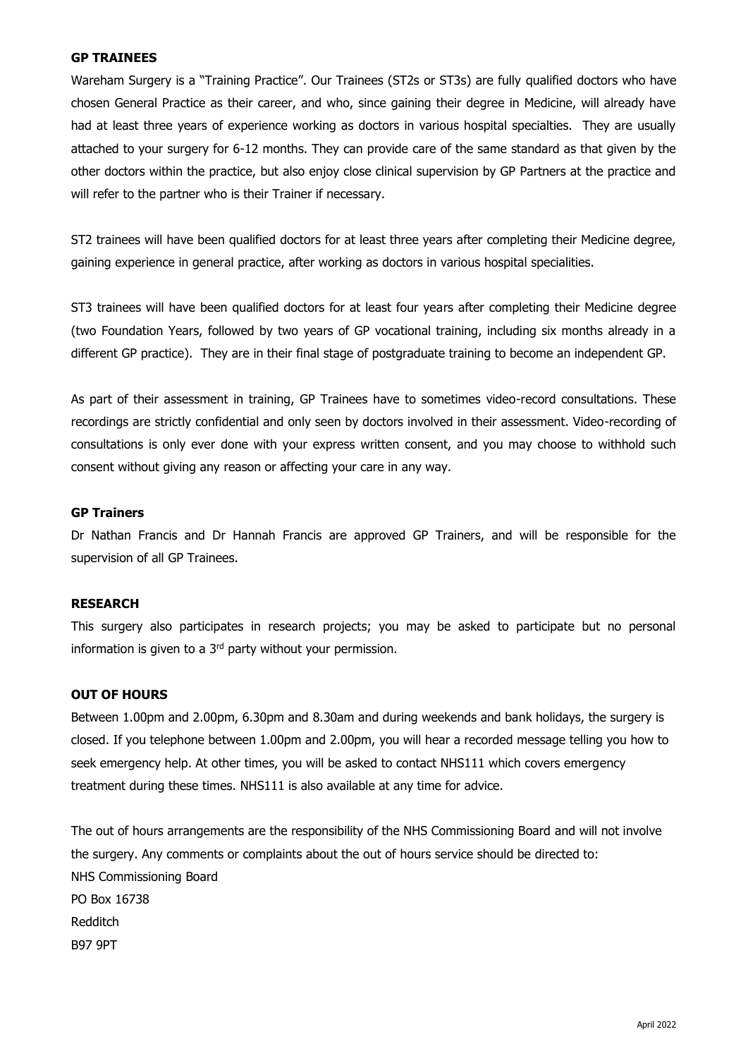**GP TRAINEES**

Wareham Surgery is a "Training Practice". Our Trainees (ST2s or ST3s) are fully qualified doctors who have chosen General Practice as their career, and who, since gaining their degree in Medicine, will already have had at least three years of experience working as doctors in various hospital specialties. They are usually attached to your surgery for 6-12 months. They can provide care of the same standard as that given by the other doctors within the practice, but also enjoy close clinical supervision by GP Partners at the practice and will refer to the partner who is their Trainer if necessary.

ST2 trainees will have been qualified doctors for at least three years after completing their Medicine degree, gaining experience in general practice, after working as doctors in various hospital specialities.

ST3 trainees will have been qualified doctors for at least four years after completing their Medicine degree (two Foundation Years, followed by two years of GP vocational training, including six months already in a different GP practice). They are in their final stage of postgraduate training to become an independent GP.

As part of their assessment in training, GP Trainees have to sometimes video-record consultations. These recordings are strictly confidential and only seen by doctors involved in their assessment. Video-recording of consultations is only ever done with your express written consent, and you may choose to withhold such consent without giving any reason or affecting your care in any way.

**GP Trainers**

Dr Nathan Francis and Dr Hannah Francis are approved GP Trainers, and will be responsible for the supervision of all GP Trainees.

**RESEARCH**

This surgery also participates in research projects; you may be asked to participate but no personal information is given to a 3rd party without your permission.

**OUT OF HOURS**

Between 1.00pm and 2.00pm, 6.30pm and 8.30am and during weekends and bank holidays, the surgery is closed. If you telephone between 1.00pm and 2.00pm, you will hear a recorded message telling you how to seek emergency help. At other times, you will be asked to contact NHS111 which covers emergency treatment during these times. NHS111 is also available at any time for advice.

The out of hours arrangements are the responsibility of the NHS Commissioning Board and will not involve the surgery. Any comments or complaints about the out of hours service should be directed to:
NHS Commissioning Board
PO Box 16738
Redditch
B97 9PT

April 2022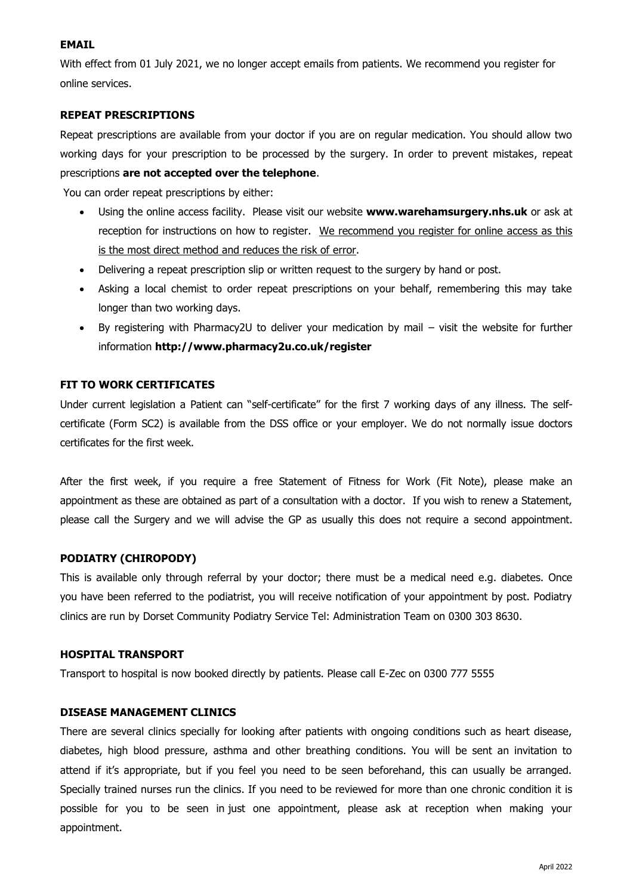## EMAIL

With effect from 01 July 2021, we no longer accept emails from patients. We recommend you register for online services.

## REPEAT PRESCRIPTIONS

Repeat prescriptions are available from your doctor if you are on regular medication. You should allow two working days for your prescription to be processed by the surgery. In order to prevent mistakes, repeat prescriptions **are not accepted over the telephone**.

You can order repeat prescriptions by either:

- Using the online access facility. Please visit our website **www.warehamsurgery.nhs.uk** or ask at reception for instructions on how to register. We recommend you register for online access as this is the most direct method and reduces the risk of error.
- Delivering a repeat prescription slip or written request to the surgery by hand or post.
- Asking a local chemist to order repeat prescriptions on your behalf, remembering this may take longer than two working days.
- By registering with Pharmacy2U to deliver your medication by mail – visit the website for further information **http://www.pharmacy2u.co.uk/register**

## FIT TO WORK CERTIFICATES

Under current legislation a Patient can "self-certificate" for the first 7 working days of any illness. The self-certificate (Form SC2) is available from the DSS office or your employer. We do not normally issue doctors certificates for the first week.

After the first week, if you require a free Statement of Fitness for Work (Fit Note), please make an appointment as these are obtained as part of a consultation with a doctor. If you wish to renew a Statement, please call the Surgery and we will advise the GP as usually this does not require a second appointment.

## PODIATRY (CHIROPODY)

This is available only through referral by your doctor; there must be a medical need e.g. diabetes. Once you have been referred to the podiatrist, you will receive notification of your appointment by post. Podiatry clinics are run by Dorset Community Podiatry Service Tel: Administration Team on 0300 303 8630.

## HOSPITAL TRANSPORT

Transport to hospital is now booked directly by patients. Please call E-Zec on 0300 777 5555

## DISEASE MANAGEMENT CLINICS

There are several clinics specially for looking after patients with ongoing conditions such as heart disease, diabetes, high blood pressure, asthma and other breathing conditions. You will be sent an invitation to attend if it's appropriate, but if you feel you need to be seen beforehand, this can usually be arranged. Specially trained nurses run the clinics. If you need to be reviewed for more than one chronic condition it is possible for you to be seen in just one appointment, please ask at reception when making your appointment.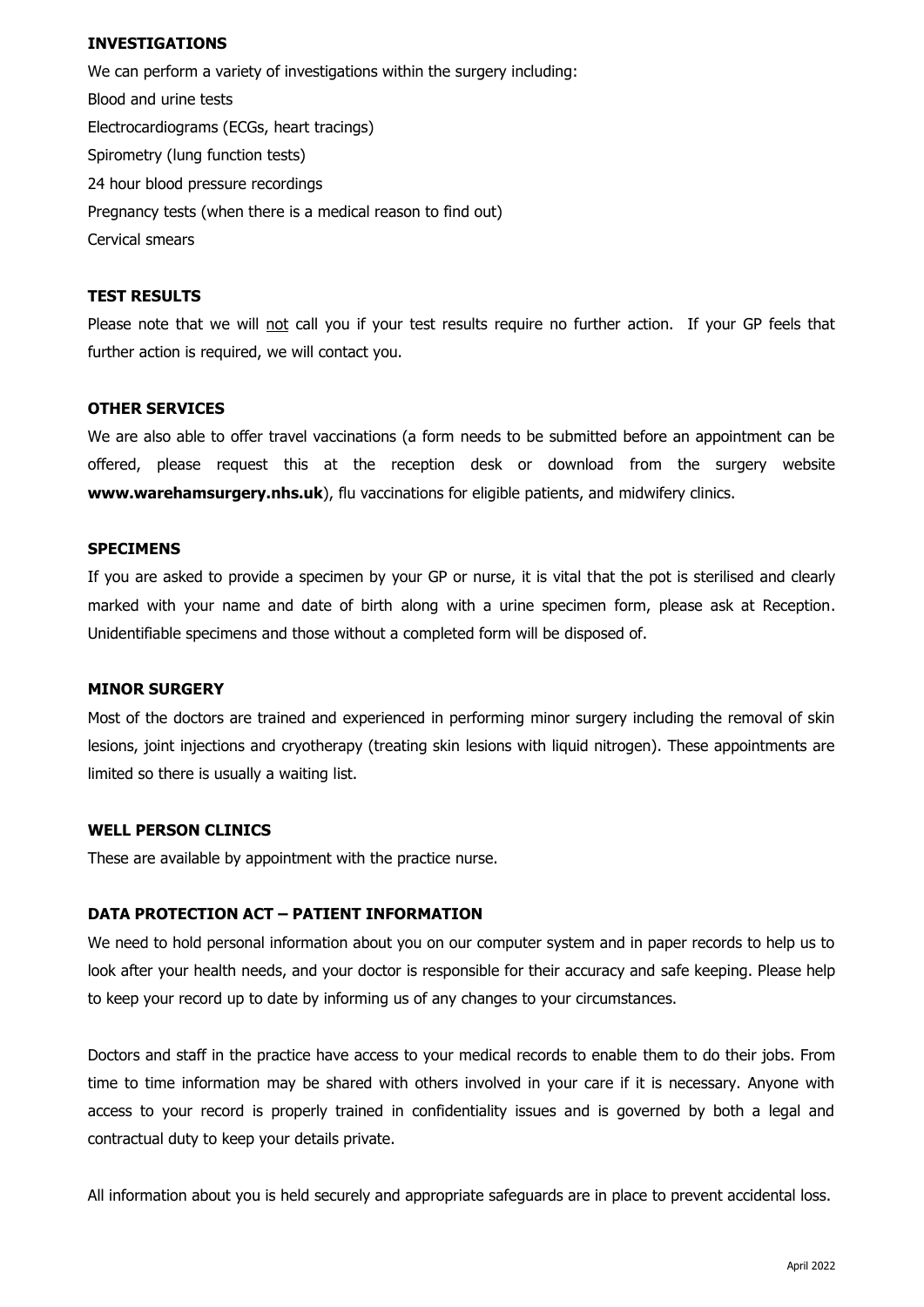## INVESTIGATIONS

We can perform a variety of investigations within the surgery including:

Blood and urine tests

Electrocardiograms (ECGs, heart tracings)

Spirometry (lung function tests)

24 hour blood pressure recordings

Pregnancy tests (when there is a medical reason to find out)

Cervical smears

## TEST RESULTS

Please note that we will not call you if your test results require no further action. If your GP feels that further action is required, we will contact you.

## OTHER SERVICES

We are also able to offer travel vaccinations (a form needs to be submitted before an appointment can be offered, please request this at the reception desk or download from the surgery website **www.warehamsurgery.nhs.uk**), flu vaccinations for eligible patients, and midwifery clinics.

## SPECIMENS

If you are asked to provide a specimen by your GP or nurse, it is vital that the pot is sterilised and clearly marked with your name and date of birth along with a urine specimen form, please ask at Reception. Unidentifiable specimens and those without a completed form will be disposed of.

## MINOR SURGERY

Most of the doctors are trained and experienced in performing minor surgery including the removal of skin lesions, joint injections and cryotherapy (treating skin lesions with liquid nitrogen). These appointments are limited so there is usually a waiting list.

## WELL PERSON CLINICS

These are available by appointment with the practice nurse.

## DATA PROTECTION ACT – PATIENT INFORMATION

We need to hold personal information about you on our computer system and in paper records to help us to look after your health needs, and your doctor is responsible for their accuracy and safe keeping. Please help to keep your record up to date by informing us of any changes to your circumstances.

Doctors and staff in the practice have access to your medical records to enable them to do their jobs. From time to time information may be shared with others involved in your care if it is necessary. Anyone with access to your record is properly trained in confidentiality issues and is governed by both a legal and contractual duty to keep your details private.

All information about you is held securely and appropriate safeguards are in place to prevent accidental loss.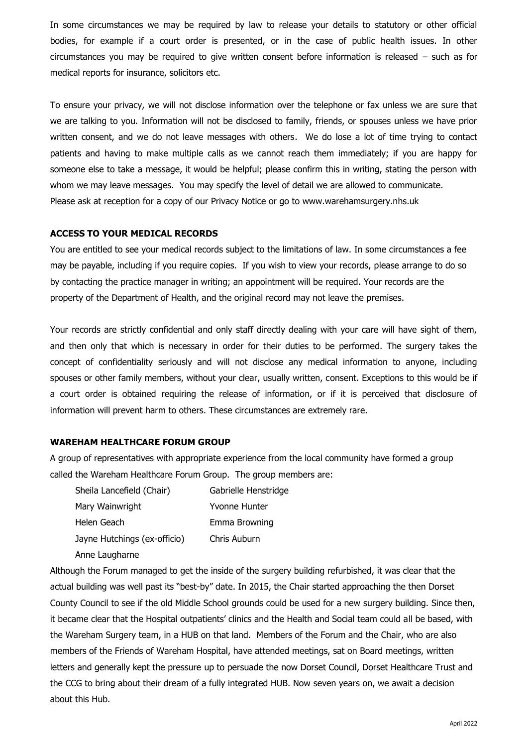In some circumstances we may be required by law to release your details to statutory or other official bodies, for example if a court order is presented, or in the case of public health issues. In other circumstances you may be required to give written consent before information is released – such as for medical reports for insurance, solicitors etc.

To ensure your privacy, we will not disclose information over the telephone or fax unless we are sure that we are talking to you. Information will not be disclosed to family, friends, or spouses unless we have prior written consent, and we do not leave messages with others. We do lose a lot of time trying to contact patients and having to make multiple calls as we cannot reach them immediately; if you are happy for someone else to take a message, it would be helpful; please confirm this in writing, stating the person with whom we may leave messages. You may specify the level of detail we are allowed to communicate.
Please ask at reception for a copy of our Privacy Notice or go to www.warehamsurgery.nhs.uk

**ACCESS TO YOUR MEDICAL RECORDS**

You are entitled to see your medical records subject to the limitations of law. In some circumstances a fee may be payable, including if you require copies. If you wish to view your records, please arrange to do so by contacting the practice manager in writing; an appointment will be required. Your records are the property of the Department of Health, and the original record may not leave the premises.

Your records are strictly confidential and only staff directly dealing with your care will have sight of them, and then only that which is necessary in order for their duties to be performed. The surgery takes the concept of confidentiality seriously and will not disclose any medical information to anyone, including spouses or other family members, without your clear, usually written, consent. Exceptions to this would be if a court order is obtained requiring the release of information, or if it is perceived that disclosure of information will prevent harm to others. These circumstances are extremely rare.

**WAREHAM HEALTHCARE FORUM GROUP**

A group of representatives with appropriate experience from the local community have formed a group called the Wareham Healthcare Forum Group. The group members are:

| | |
|---|---|
| Sheila Lancefield (Chair) | Gabrielle Henstridge |
| Mary Wainwright | Yvonne Hunter |
| Helen Geach | Emma Browning |
| Jayne Hutchings (ex-officio) | Chris Auburn |
| Anne Laugharne | |

Although the Forum managed to get the inside of the surgery building refurbished, it was clear that the actual building was well past its "best-by" date. In 2015, the Chair started approaching the then Dorset County Council to see if the old Middle School grounds could be used for a new surgery building. Since then, it became clear that the Hospital outpatients' clinics and the Health and Social team could all be based, with the Wareham Surgery team, in a HUB on that land. Members of the Forum and the Chair, who are also members of the Friends of Wareham Hospital, have attended meetings, sat on Board meetings, written letters and generally kept the pressure up to persuade the now Dorset Council, Dorset Healthcare Trust and the CCG to bring about their dream of a fully integrated HUB. Now seven years on, we await a decision about this Hub.

April 2022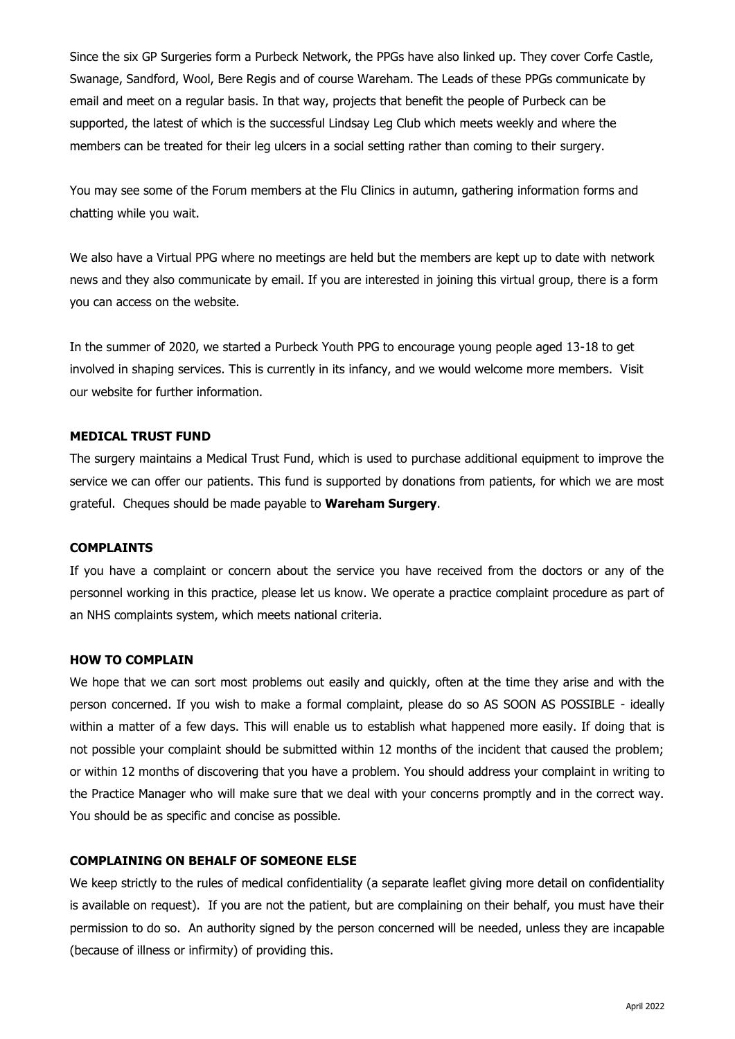Since the six GP Surgeries form a Purbeck Network, the PPGs have also linked up. They cover Corfe Castle, Swanage, Sandford, Wool, Bere Regis and of course Wareham. The Leads of these PPGs communicate by email and meet on a regular basis. In that way, projects that benefit the people of Purbeck can be supported, the latest of which is the successful Lindsay Leg Club which meets weekly and where the members can be treated for their leg ulcers in a social setting rather than coming to their surgery.

You may see some of the Forum members at the Flu Clinics in autumn, gathering information forms and chatting while you wait.

We also have a Virtual PPG where no meetings are held but the members are kept up to date with network news and they also communicate by email. If you are interested in joining this virtual group, there is a form you can access on the website.

In the summer of 2020, we started a Purbeck Youth PPG to encourage young people aged 13-18 to get involved in shaping services. This is currently in its infancy, and we would welcome more members. Visit our website for further information.

**MEDICAL TRUST FUND**

The surgery maintains a Medical Trust Fund, which is used to purchase additional equipment to improve the service we can offer our patients. This fund is supported by donations from patients, for which we are most grateful. Cheques should be made payable to **Wareham Surgery**.

**COMPLAINTS**

If you have a complaint or concern about the service you have received from the doctors or any of the personnel working in this practice, please let us know. We operate a practice complaint procedure as part of an NHS complaints system, which meets national criteria.

**HOW TO COMPLAIN**

We hope that we can sort most problems out easily and quickly, often at the time they arise and with the person concerned. If you wish to make a formal complaint, please do so AS SOON AS POSSIBLE - ideally within a matter of a few days. This will enable us to establish what happened more easily. If doing that is not possible your complaint should be submitted within 12 months of the incident that caused the problem; or within 12 months of discovering that you have a problem. You should address your complaint in writing to the Practice Manager who will make sure that we deal with your concerns promptly and in the correct way. You should be as specific and concise as possible.

**COMPLAINING ON BEHALF OF SOMEONE ELSE**

We keep strictly to the rules of medical confidentiality (a separate leaflet giving more detail on confidentiality is available on request). If you are not the patient, but are complaining on their behalf, you must have their permission to do so. An authority signed by the person concerned will be needed, unless they are incapable (because of illness or infirmity) of providing this.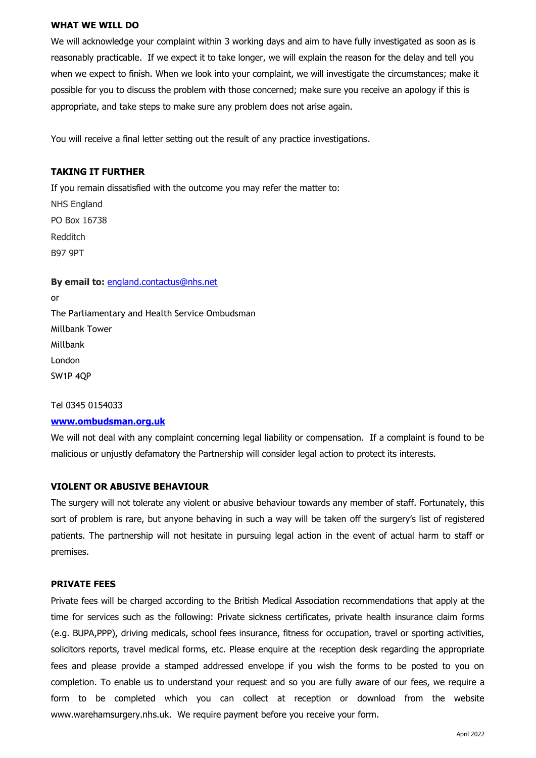**WHAT WE WILL DO**

We will acknowledge your complaint within 3 working days and aim to have fully investigated as soon as is reasonably practicable. If we expect it to take longer, we will explain the reason for the delay and tell you when we expect to finish. When we look into your complaint, we will investigate the circumstances; make it possible for you to discuss the problem with those concerned; make sure you receive an apology if this is appropriate, and take steps to make sure any problem does not arise again.

You will receive a final letter setting out the result of any practice investigations.

**TAKING IT FURTHER**

If you remain dissatisfied with the outcome you may refer the matter to:
NHS England
PO Box 16738
Redditch
B97 9PT

**By email to:** england.contactus@nhs.net

or
The Parliamentary and Health Service Ombudsman
Millbank Tower
Millbank
London
SW1P 4QP

Tel 0345 0154033

**www.ombudsman.org.uk**

We will not deal with any complaint concerning legal liability or compensation. If a complaint is found to be malicious or unjustly defamatory the Partnership will consider legal action to protect its interests.

**VIOLENT OR ABUSIVE BEHAVIOUR**

The surgery will not tolerate any violent or abusive behaviour towards any member of staff. Fortunately, this sort of problem is rare, but anyone behaving in such a way will be taken off the surgery's list of registered patients. The partnership will not hesitate in pursuing legal action in the event of actual harm to staff or premises.

**PRIVATE FEES**

Private fees will be charged according to the British Medical Association recommendations that apply at the time for services such as the following: Private sickness certificates, private health insurance claim forms (e.g. BUPA,PPP), driving medicals, school fees insurance, fitness for occupation, travel or sporting activities, solicitors reports, travel medical forms, etc. Please enquire at the reception desk regarding the appropriate fees and please provide a stamped addressed envelope if you wish the forms to be posted to you on completion. To enable us to understand your request and so you are fully aware of our fees, we require a form to be completed which you can collect at reception or download from the website www.warehamsurgery.nhs.uk. We require payment before you receive your form.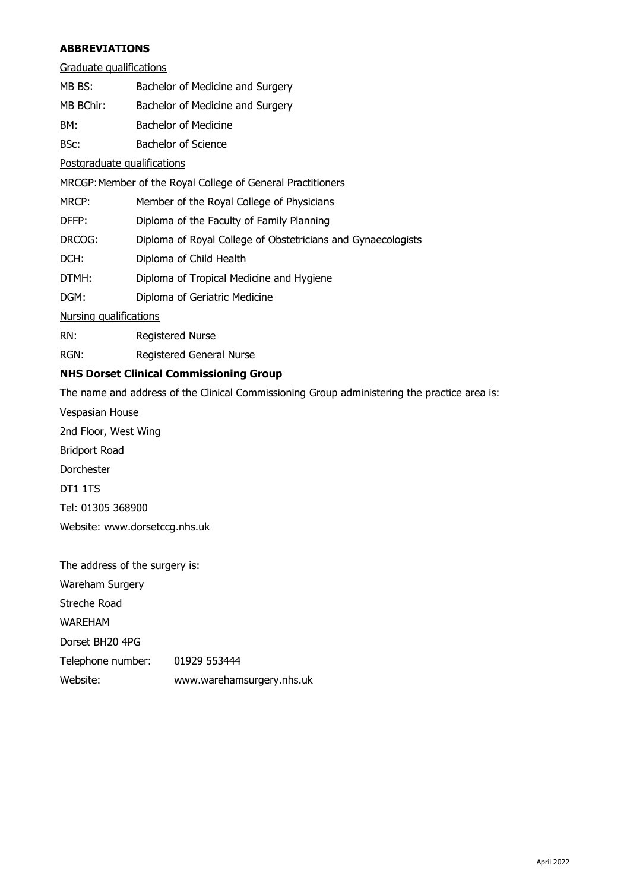## ABBREVIATIONS

Graduate qualifications

MB BS: Bachelor of Medicine and Surgery

MB BChir: Bachelor of Medicine and Surgery

BM: Bachelor of Medicine

BSc: Bachelor of Science

Postgraduate qualifications

MRCGP: Member of the Royal College of General Practitioners

MRCP: Member of the Royal College of Physicians

DFFP: Diploma of the Faculty of Family Planning

DRCOG: Diploma of Royal College of Obstetricians and Gynaecologists

DCH: Diploma of Child Health

DTMH: Diploma of Tropical Medicine and Hygiene

DGM: Diploma of Geriatric Medicine

Nursing qualifications

RN: Registered Nurse

RGN: Registered General Nurse

## NHS Dorset Clinical Commissioning Group

The name and address of the Clinical Commissioning Group administering the practice area is:

Vespasian House
2nd Floor, West Wing
Bridport Road
Dorchester
DT1 1TS
Tel: 01305 368900
Website: www.dorsetccg.nhs.uk

The address of the surgery is:

Wareham Surgery
Streche Road
WAREHAM
Dorset BH20 4PG
Telephone number: 01929 553444
Website: www.warehamsurgery.nhs.uk

April 2022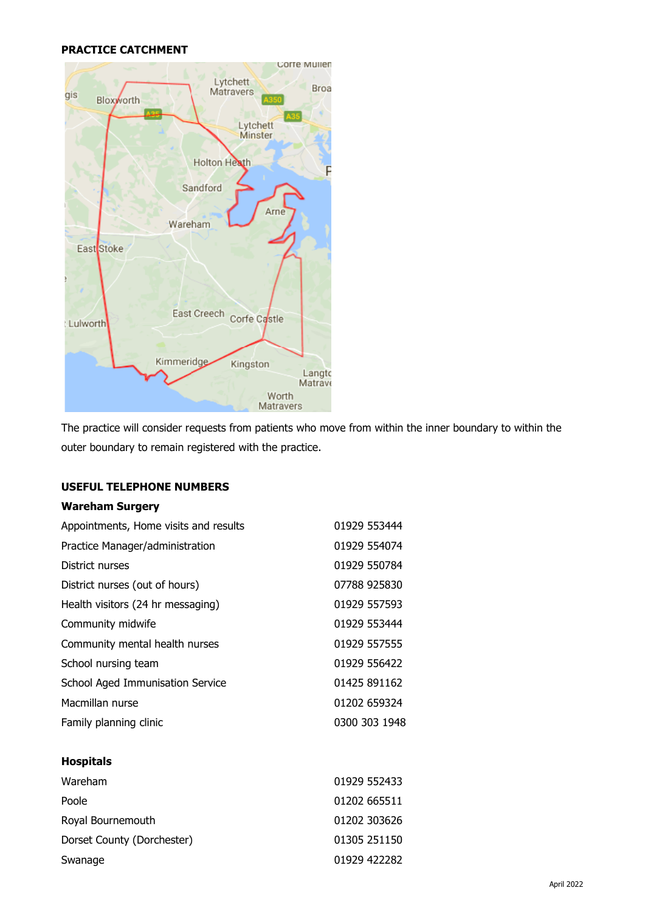**PRACTICE CATCHMENT**

The practice will consider requests from patients who move from within the inner boundary to within the outer boundary to remain registered with the practice.

**USEFUL TELEPHONE NUMBERS**

**Wareham Surgery**

| | |
|---|---|
| Appointments, Home visits and results | 01929 553444 |
| Practice Manager/administration | 01929 554074 |
| District nurses | 01929 550784 |
| District nurses (out of hours) | 07788 925830 |
| Health visitors (24 hr messaging) | 01929 557593 |
| Community midwife | 01929 553444 |
| Community mental health nurses | 01929 557555 |
| School nursing team | 01929 556422 |
| School Aged Immunisation Service | 01425 891162 |
| Macmillan nurse | 01202 659324 |
| Family planning clinic | 0300 303 1948 |

**Hospitals**

| | |
|---|---|
| Wareham | 01929 552433 |
| Poole | 01202 665511 |
| Royal Bournemouth | 01202 303626 |
| Dorset County (Dorchester) | 01305 251150 |
| Swanage | 01929 422282 |

April 2022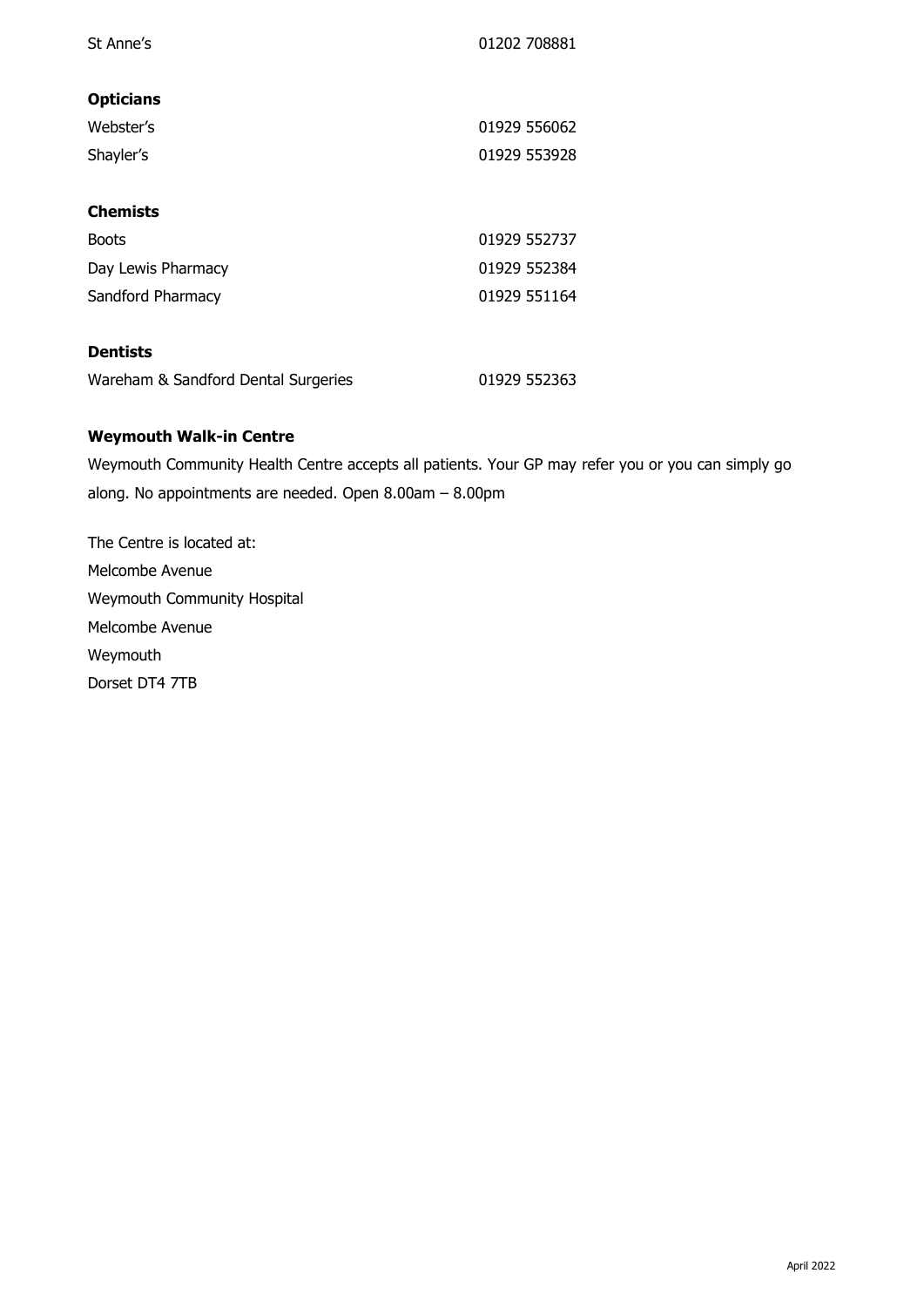| | |
|---|---|
| St Anne's | 01202 708881 |

**Opticians**

| | |
|---|---|
| Webster's | 01929 556062 |
| Shayler's | 01929 553928 |

**Chemists**

| | |
|---|---|
| Boots | 01929 552737 |
| Day Lewis Pharmacy | 01929 552384 |
| Sandford Pharmacy | 01929 551164 |

**Dentists**

| | |
|---|---|
| Wareham & Sandford Dental Surgeries | 01929 552363 |

**Weymouth Walk-in Centre**

Weymouth Community Health Centre accepts all patients. Your GP may refer you or you can simply go along. No appointments are needed. Open 8.00am – 8.00pm

The Centre is located at:
Melcombe Avenue
Weymouth Community Hospital
Melcombe Avenue
Weymouth
Dorset DT4 7TB

April 2022